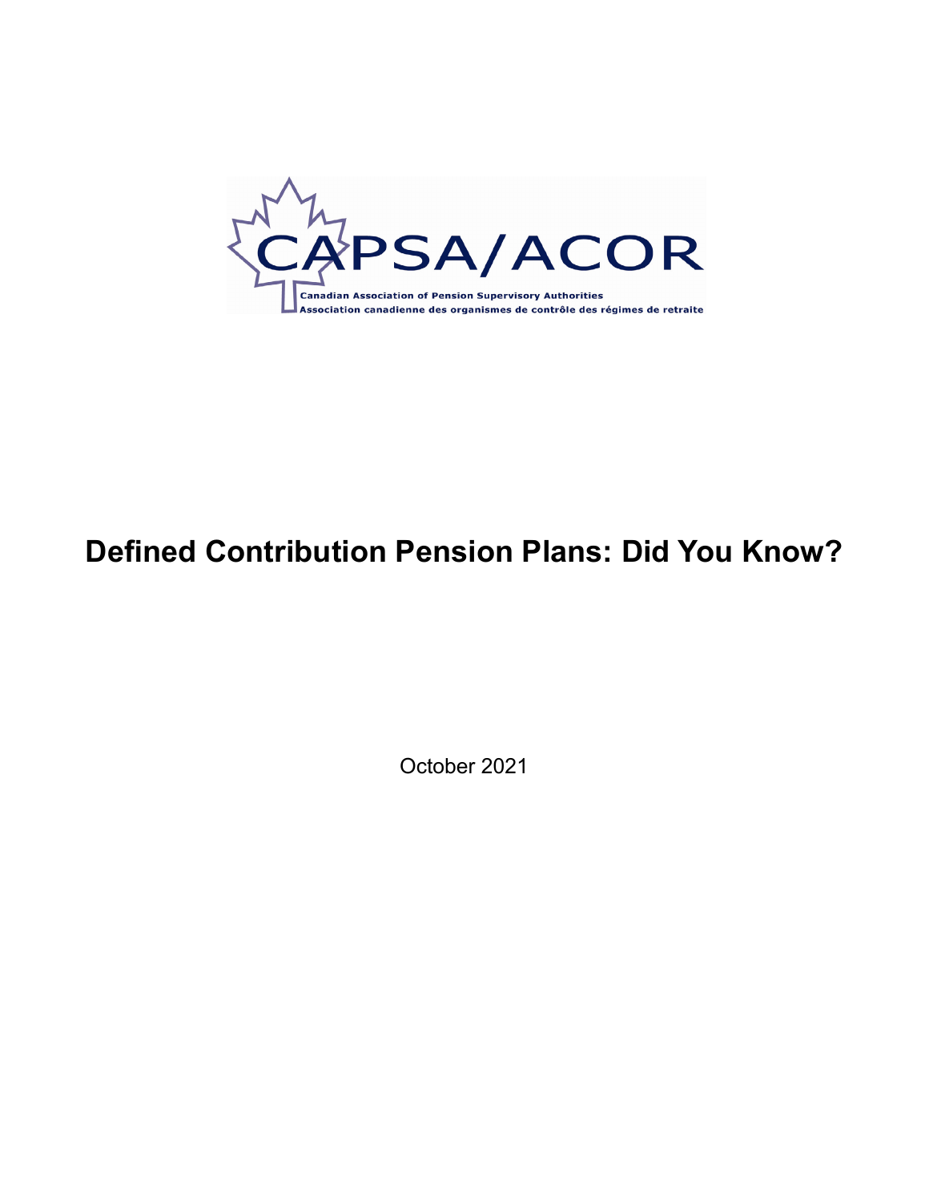CAPSA/ACOR

Canadian Association of Pension Supervisory Authorities
Association canadienne des organismes de contrôle des régimes de retraite

# Defined Contribution Pension Plans: Did You Know?

October 2021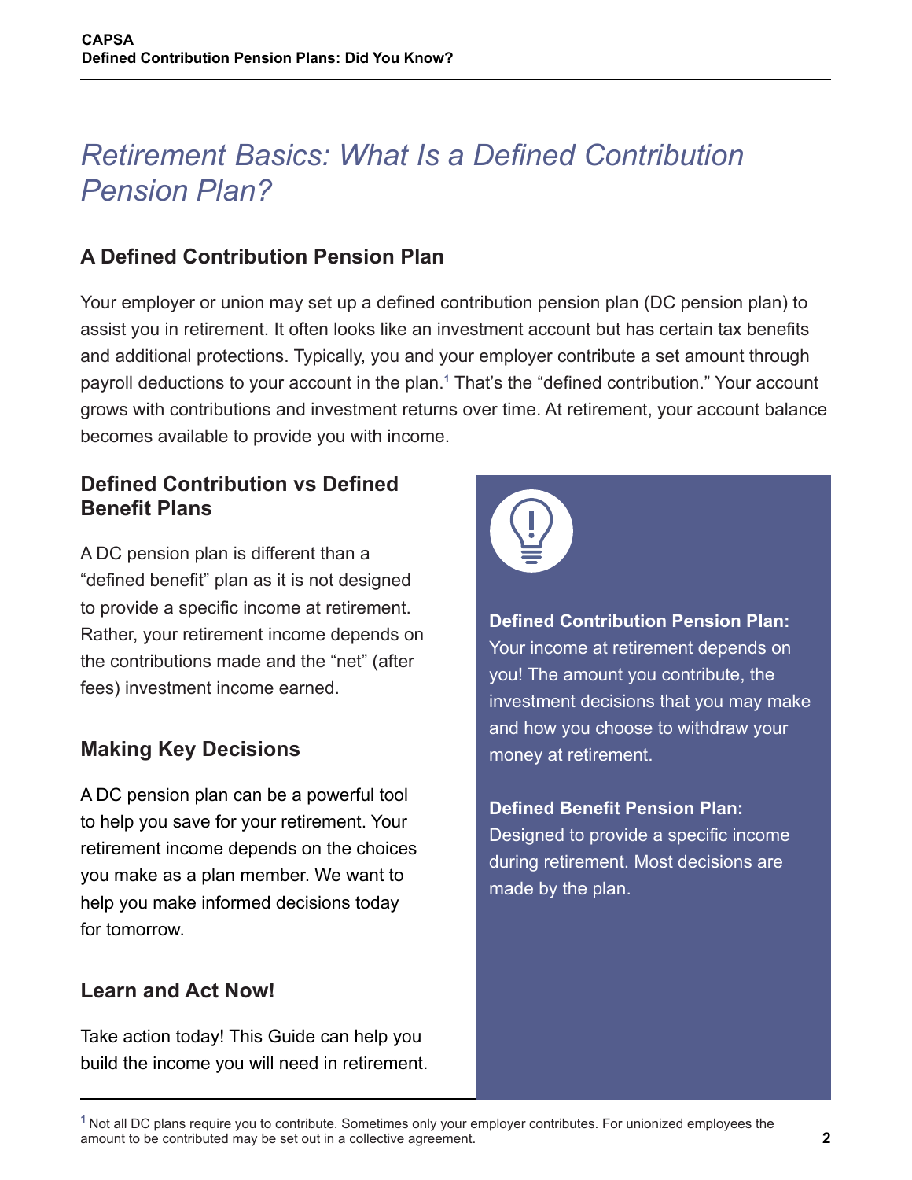# *Retirement Basics: What Is a Defined Contribution Pension Plan?*

## A Defined Contribution Pension Plan

Your employer or union may set up a defined contribution pension plan (DC pension plan) to assist you in retirement. It often looks like an investment account but has certain tax benefits and additional protections. Typically, you and your employer contribute a set amount through payroll deductions to your account in the plan.[1] That's the "defined contribution." Your account grows with contributions and investment returns over time. At retirement, your account balance becomes available to provide you with income.

### Defined Contribution vs Defined Benefit Plans

A DC pension plan is different than a "defined benefit" plan as it is not designed to provide a specific income at retirement. Rather, your retirement income depends on the contributions made and the "net" (after fees) investment income earned.

### Making Key Decisions

A DC pension plan can be a powerful tool to help you save for your retirement. Your retirement income depends on the choices you make as a plan member. We want to help you make informed decisions today for tomorrow.

### Learn and Act Now!

Take action today! This Guide can help you build the income you will need in retirement.

**Defined Contribution Pension Plan:** Your income at retirement depends on you! The amount you contribute, the investment decisions that you may make and how you choose to withdraw your money at retirement.

**Defined Benefit Pension Plan:** Designed to provide a specific income during retirement. Most decisions are made by the plan.

[1] Not all DC plans require you to contribute. Sometimes only your employer contributes. For unionized employees the amount to be contributed may be set out in a collective agreement.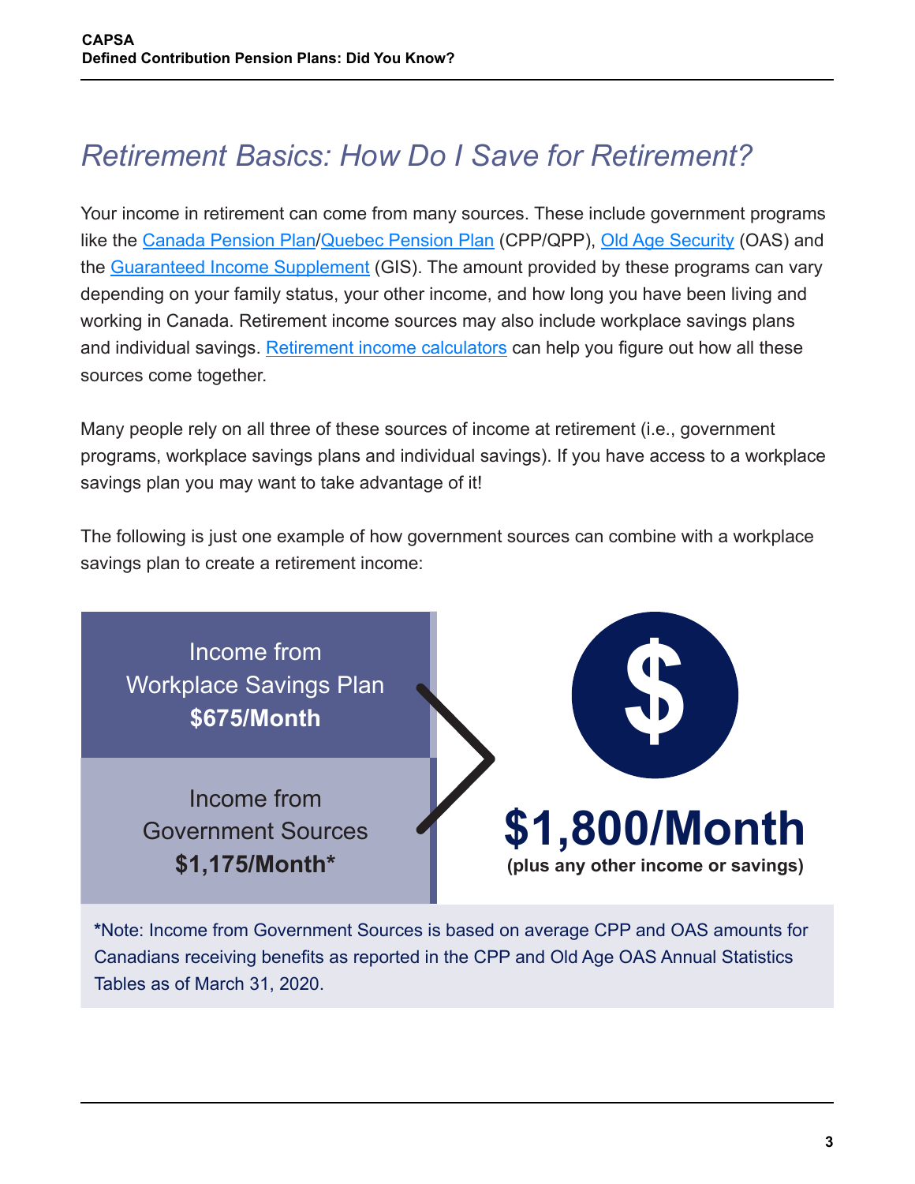# *Retirement Basics: How Do I Save for Retirement?*

Your income in retirement can come from many sources. These include government programs like the Canada Pension Plan/Quebec Pension Plan (CPP/QPP), Old Age Security (OAS) and the Guaranteed Income Supplement (GIS). The amount provided by these programs can vary depending on your family status, your other income, and how long you have been living and working in Canada. Retirement income sources may also include workplace savings plans and individual savings. Retirement income calculators can help you figure out how all these sources come together.

Many people rely on all three of these sources of income at retirement (i.e., government programs, workplace savings plans and individual savings). If you have access to a workplace savings plan you may want to take advantage of it!

The following is just one example of how government sources can combine with a workplace savings plan to create a retirement income:

Income from Workplace Savings Plan
**$675/Month**

Income from Government Sources
**$1,175/Month***

**$1,800/Month**
**(plus any other income or savings)**

*Note: Income from Government Sources is based on average CPP and OAS amounts for Canadians receiving benefits as reported in the CPP and Old Age OAS Annual Statistics Tables as of March 31, 2020.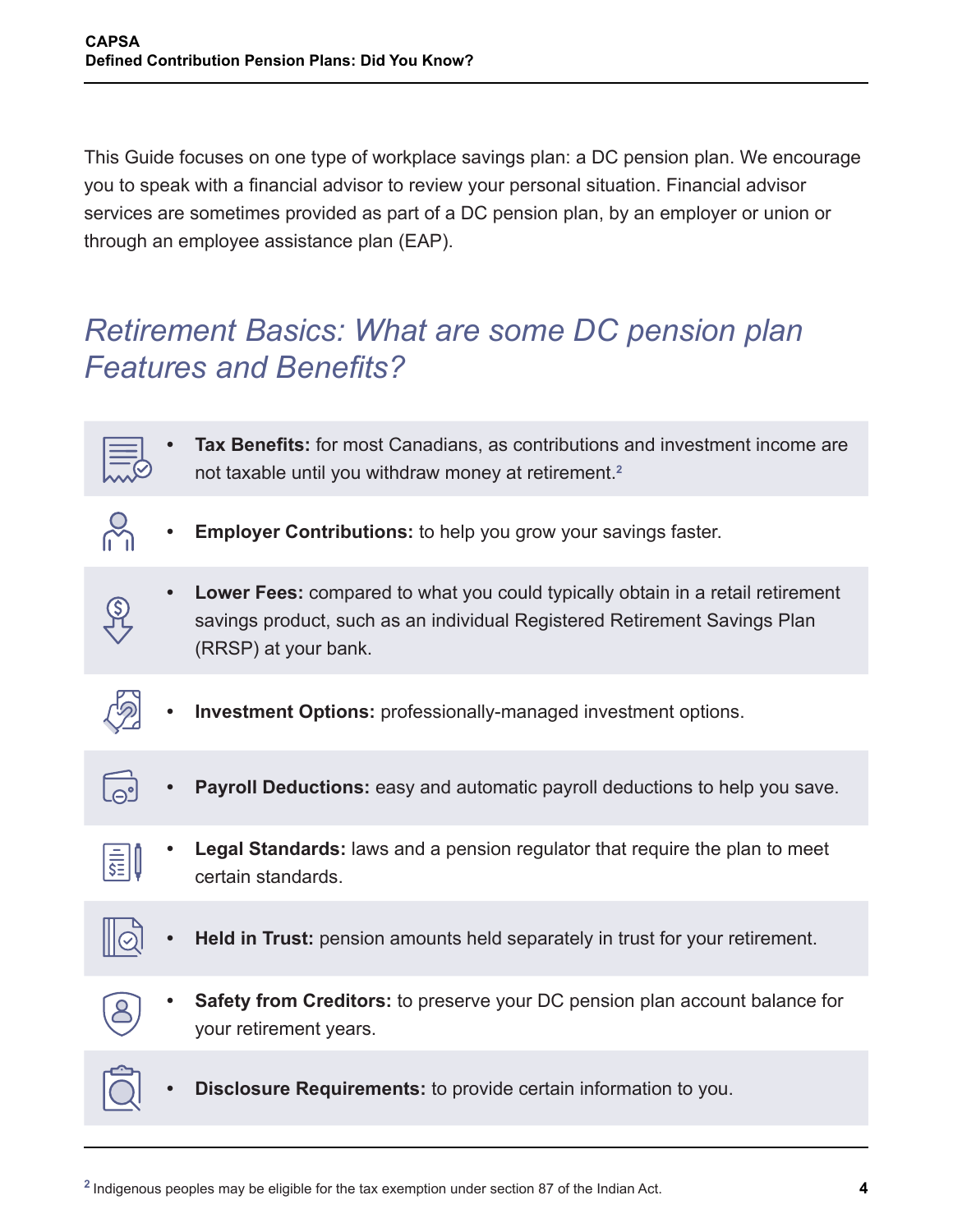This Guide focuses on one type of workplace savings plan: a DC pension plan. We encourage you to speak with a financial advisor to review your personal situation. Financial advisor services are sometimes provided as part of a DC pension plan, by an employer or union or through an employee assistance plan (EAP).

## *Retirement Basics: What are some DC pension plan Features and Benefits?*

- **Tax Benefits:** for most Canadians, as contributions and investment income are not taxable until you withdraw money at retirement.[2]
- **Employer Contributions:** to help you grow your savings faster.
- **Lower Fees:** compared to what you could typically obtain in a retail retirement savings product, such as an individual Registered Retirement Savings Plan (RRSP) at your bank.
- **Investment Options:** professionally-managed investment options.
- **Payroll Deductions:** easy and automatic payroll deductions to help you save.
- **Legal Standards:** laws and a pension regulator that require the plan to meet certain standards.
- **Held in Trust:** pension amounts held separately in trust for your retirement.
- **Safety from Creditors:** to preserve your DC pension plan account balance for your retirement years.
- **Disclosure Requirements:** to provide certain information to you.

[2] Indigenous peoples may be eligible for the tax exemption under section 87 of the Indian Act.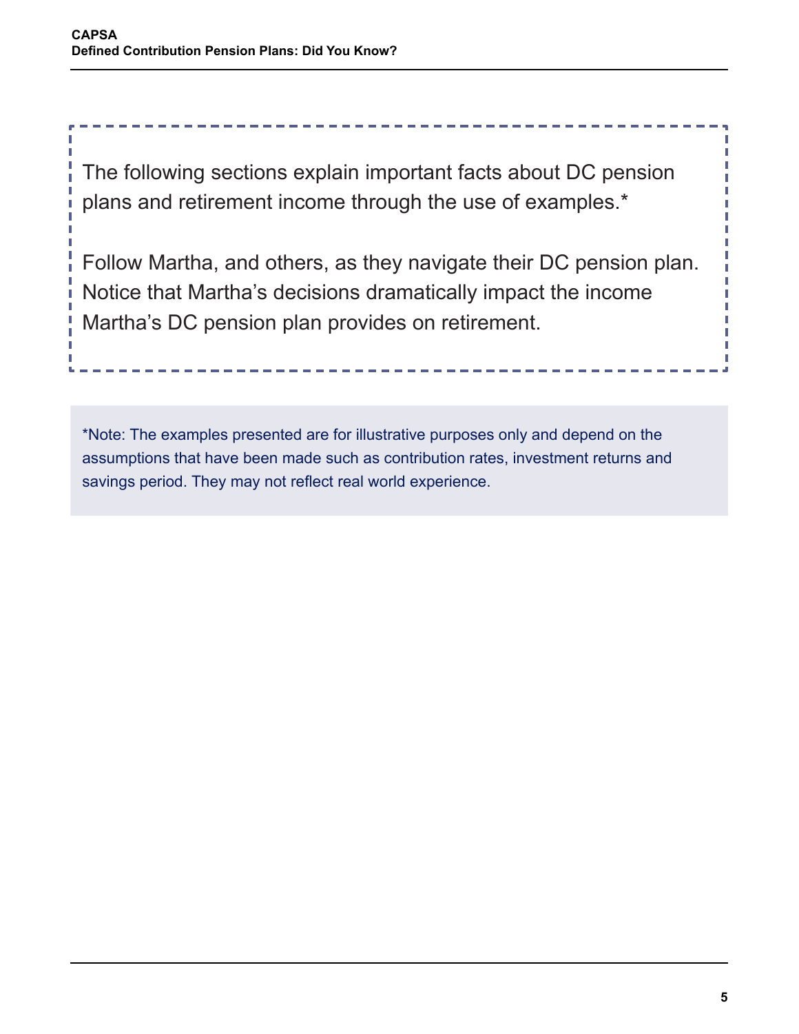The following sections explain important facts about DC pension plans and retirement income through the use of examples.*

Follow Martha, and others, as they navigate their DC pension plan. Notice that Martha's decisions dramatically impact the income Martha's DC pension plan provides on retirement.

*Note: The examples presented are for illustrative purposes only and depend on the assumptions that have been made such as contribution rates, investment returns and savings period. They may not reflect real world experience.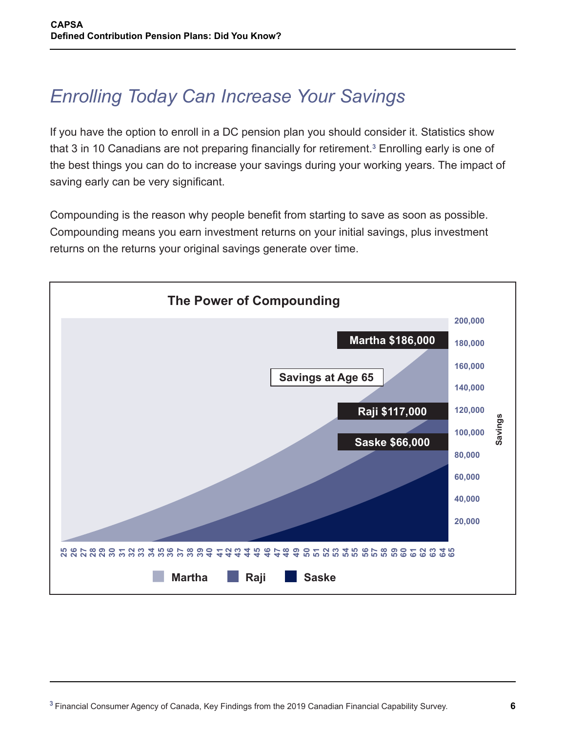# Enrolling Today Can Increase Your Savings

If you have the option to enroll in a DC pension plan you should consider it. Statistics show that 3 in 10 Canadians are not preparing financially for retirement.[3] Enrolling early is one of the best things you can do to increase your savings during your working years. The impact of saving early can be very significant.

Compounding is the reason why people benefit from starting to save as soon as possible. Compounding means you earn investment returns on your initial savings, plus investment returns on the returns your original savings generate over time.

**The Power of Compounding**

Savings at Age 65

- Martha $186,000
- Raji $117,000
- Saske $66,000

[3] Financial Consumer Agency of Canada, Key Findings from the 2019 Canadian Financial Capability Survey.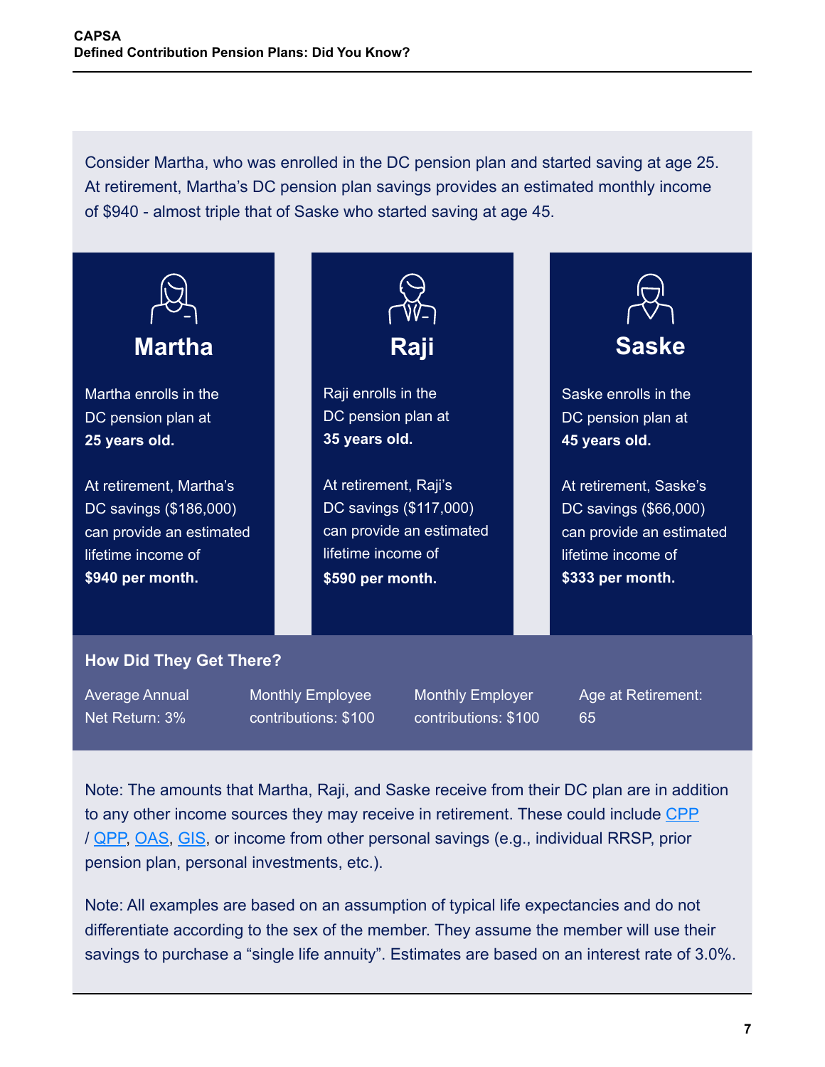Consider Martha, who was enrolled in the DC pension plan and started saving at age 25. At retirement, Martha's DC pension plan savings provides an estimated monthly income of $940 - almost triple that of Saske who started saving at age 45.

### Martha

Martha enrolls in the DC pension plan at **25 years old.**

At retirement, Martha's DC savings ($186,000) can provide an estimated lifetime income of **$940 per month.**

### Raji

Raji enrolls in the DC pension plan at **35 years old.**

At retirement, Raji's DC savings ($117,000) can provide an estimated lifetime income of **$590 per month.**

### Saske

Saske enrolls in the DC pension plan at **45 years old.**

At retirement, Saske's DC savings ($66,000) can provide an estimated lifetime income of **$333 per month.**

**How Did They Get There?**

- Average Annual Net Return: 3%
- Monthly Employee contributions: $100
- Monthly Employer contributions: $100
- Age at Retirement: 65

Note: The amounts that Martha, Raji, and Saske receive from their DC plan are in addition to any other income sources they may receive in retirement. These could include CPP / QPP, OAS, GIS, or income from other personal savings (e.g., individual RRSP, prior pension plan, personal investments, etc.).

Note: All examples are based on an assumption of typical life expectancies and do not differentiate according to the sex of the member. They assume the member will use their savings to purchase a "single life annuity". Estimates are based on an interest rate of 3.0%.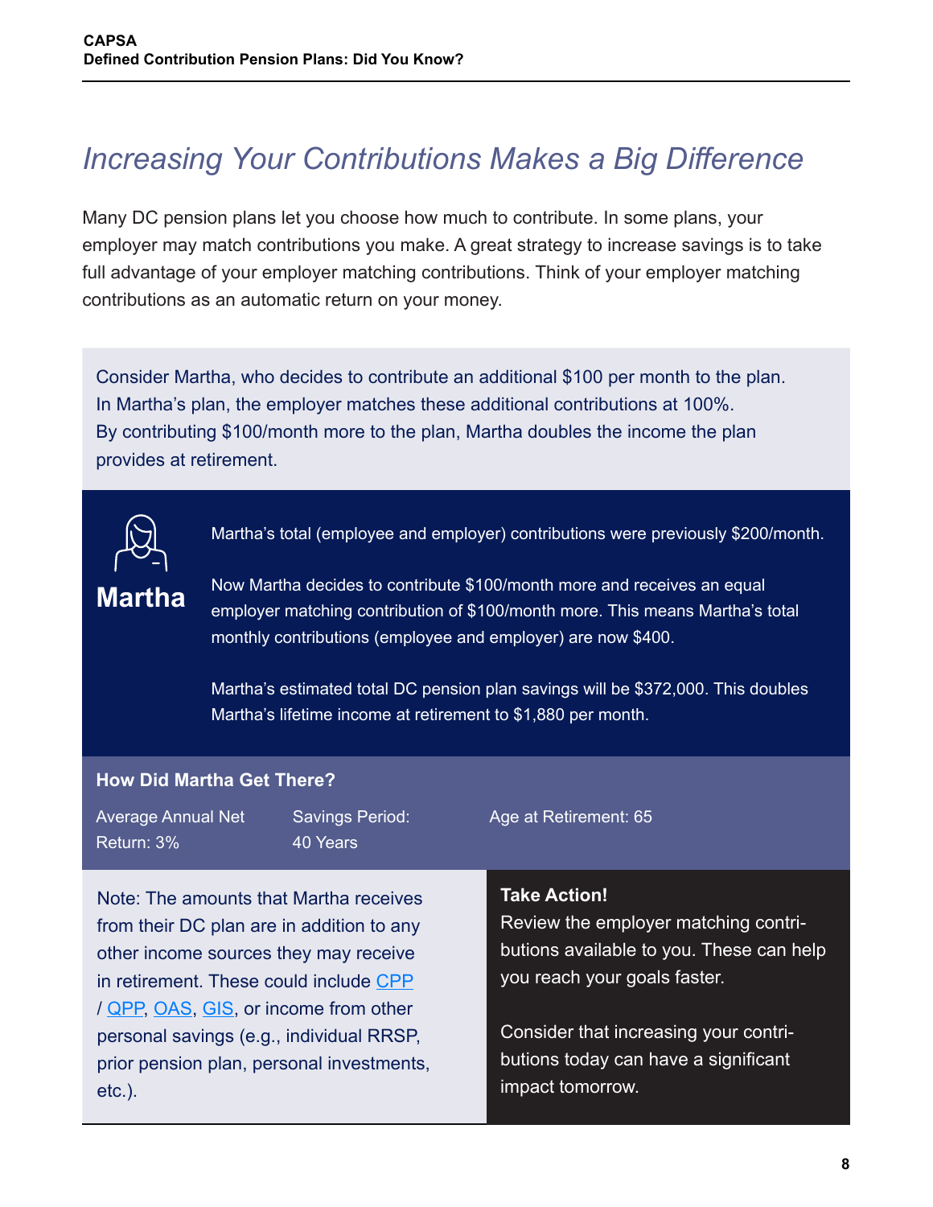# Increasing Your Contributions Makes a Big Difference

Many DC pension plans let you choose how much to contribute. In some plans, your employer may match contributions you make. A great strategy to increase savings is to take full advantage of your employer matching contributions. Think of your employer matching contributions as an automatic return on your money.

Consider Martha, who decides to contribute an additional $100 per month to the plan. In Martha's plan, the employer matches these additional contributions at 100%. By contributing $100/month more to the plan, Martha doubles the income the plan provides at retirement.

**Martha**

Martha's total (employee and employer) contributions were previously $200/month.

Now Martha decides to contribute $100/month more and receives an equal employer matching contribution of $100/month more. This means Martha's total monthly contributions (employee and employer) are now $400.

Martha's estimated total DC pension plan savings will be $372,000. This doubles Martha's lifetime income at retirement to $1,880 per month.

**How Did Martha Get There?**

| Average Annual Net Return: 3% | Savings Period: 40 Years | Age at Retirement: 65 |
|---|---|---|

Note: The amounts that Martha receives from their DC plan are in addition to any other income sources they may receive in retirement. These could include CPP / QPP, OAS, GIS, or income from other personal savings (e.g., individual RRSP, prior pension plan, personal investments, etc.).

**Take Action!**

Review the employer matching contributions available to you. These can help you reach your goals faster.

Consider that increasing your contributions today can have a significant impact tomorrow.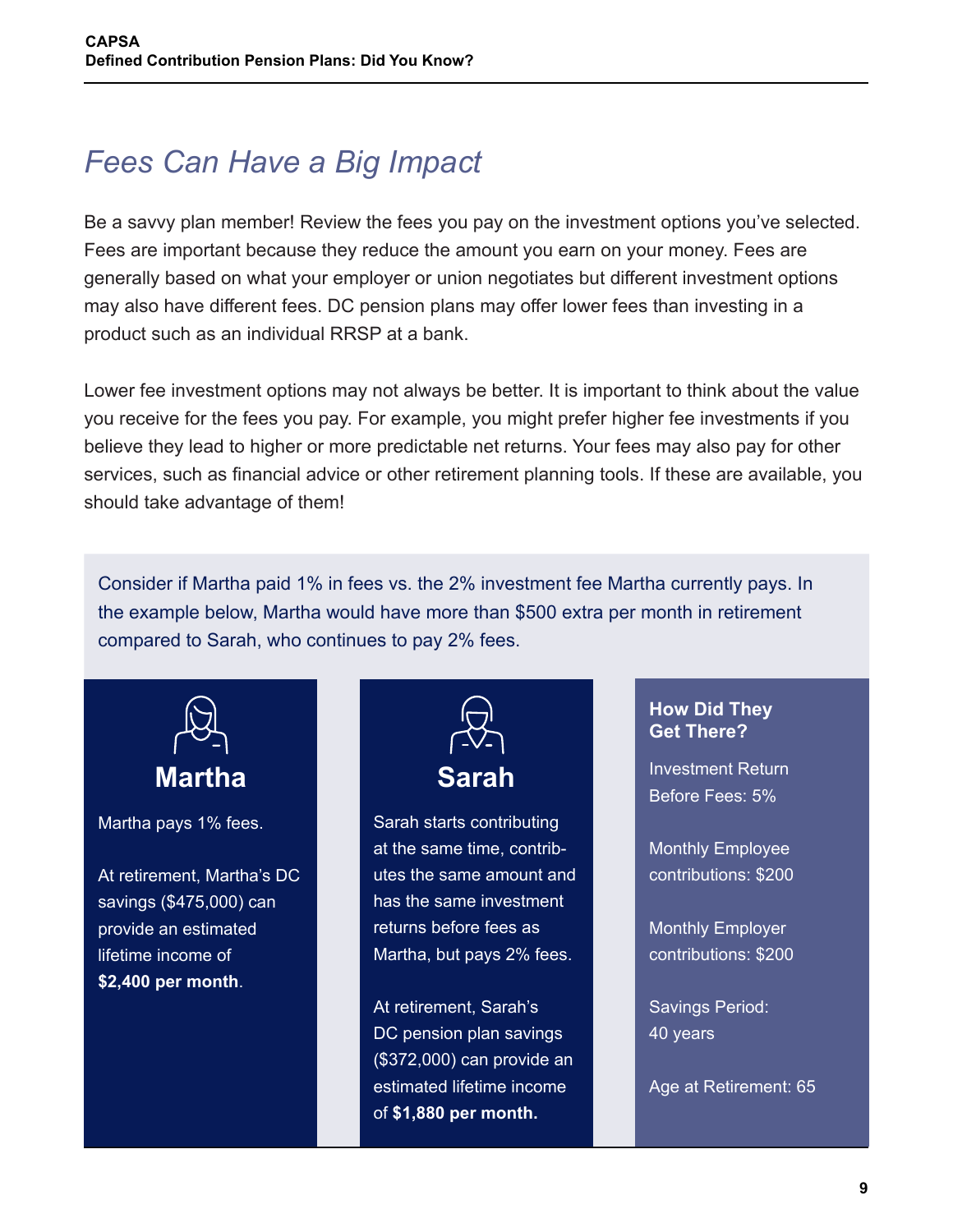# Fees Can Have a Big Impact

Be a savvy plan member! Review the fees you pay on the investment options you've selected. Fees are important because they reduce the amount you earn on your money. Fees are generally based on what your employer or union negotiates but different investment options may also have different fees. DC pension plans may offer lower fees than investing in a product such as an individual RRSP at a bank.

Lower fee investment options may not always be better. It is important to think about the value you receive for the fees you pay. For example, you might prefer higher fee investments if you believe they lead to higher or more predictable net returns. Your fees may also pay for other services, such as financial advice or other retirement planning tools. If these are available, you should take advantage of them!

Consider if Martha paid 1% in fees vs. the 2% investment fee Martha currently pays. In the example below, Martha would have more than $500 extra per month in retirement compared to Sarah, who continues to pay 2% fees.

## Martha

Martha pays 1% fees.

At retirement, Martha's DC savings ($475,000) can provide an estimated lifetime income of **$2,400 per month**.

## Sarah

Sarah starts contributing at the same time, contributes the same amount and has the same investment returns before fees as Martha, but pays 2% fees.

At retirement, Sarah's DC pension plan savings ($372,000) can provide an estimated lifetime income of **$1,880 per month.**

## How Did They Get There?

Investment Return Before Fees: 5%

Monthly Employee contributions: $200

Monthly Employer contributions: $200

Savings Period: 40 years

Age at Retirement: 65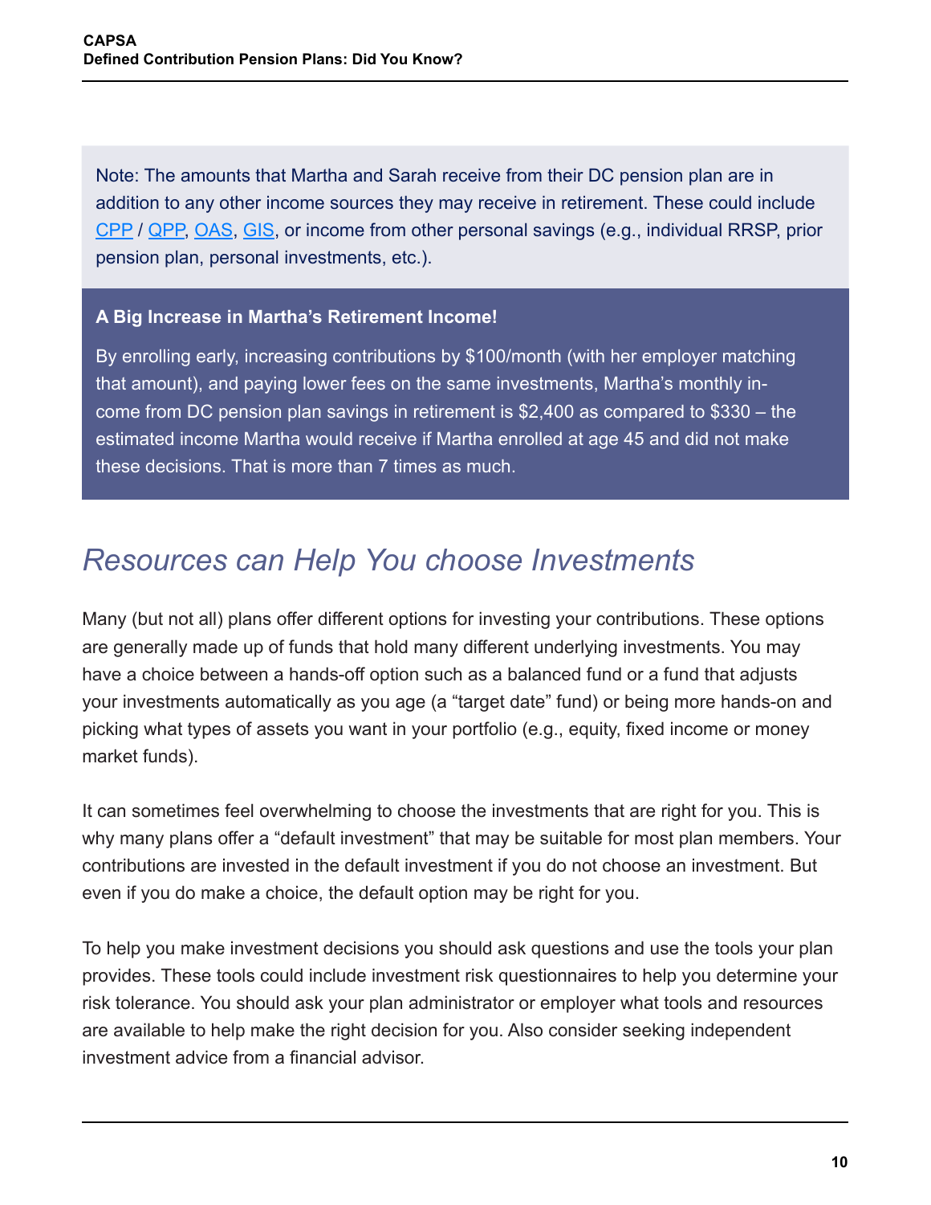Note: The amounts that Martha and Sarah receive from their DC pension plan are in addition to any other income sources they may receive in retirement. These could include CPP / QPP, OAS, GIS, or income from other personal savings (e.g., individual RRSP, prior pension plan, personal investments, etc.).

**A Big Increase in Martha's Retirement Income!**

By enrolling early, increasing contributions by $100/month (with her employer matching that amount), and paying lower fees on the same investments, Martha's monthly income from DC pension plan savings in retirement is $2,400 as compared to $330 – the estimated income Martha would receive if Martha enrolled at age 45 and did not make these decisions. That is more than 7 times as much.

## *Resources can Help You choose Investments*

Many (but not all) plans offer different options for investing your contributions. These options are generally made up of funds that hold many different underlying investments. You may have a choice between a hands-off option such as a balanced fund or a fund that adjusts your investments automatically as you age (a "target date" fund) or being more hands-on and picking what types of assets you want in your portfolio (e.g., equity, fixed income or money market funds).

It can sometimes feel overwhelming to choose the investments that are right for you. This is why many plans offer a "default investment" that may be suitable for most plan members. Your contributions are invested in the default investment if you do not choose an investment. But even if you do make a choice, the default option may be right for you.

To help you make investment decisions you should ask questions and use the tools your plan provides. These tools could include investment risk questionnaires to help you determine your risk tolerance. You should ask your plan administrator or employer what tools and resources are available to help make the right decision for you. Also consider seeking independent investment advice from a financial advisor.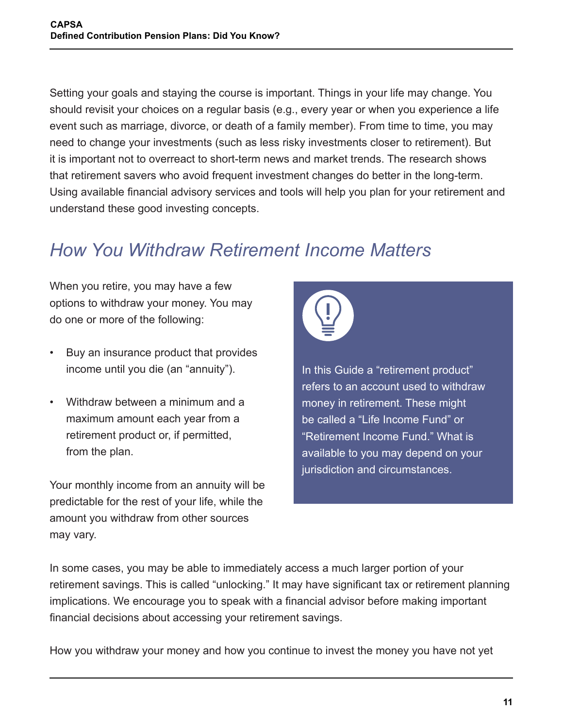Setting your goals and staying the course is important. Things in your life may change. You should revisit your choices on a regular basis (e.g., every year or when you experience a life event such as marriage, divorce, or death of a family member). From time to time, you may need to change your investments (such as less risky investments closer to retirement). But it is important not to overreact to short-term news and market trends. The research shows that retirement savers who avoid frequent investment changes do better in the long-term. Using available financial advisory services and tools will help you plan for your retirement and understand these good investing concepts.

## *How You Withdraw Retirement Income Matters*

When you retire, you may have a few options to withdraw your money. You may do one or more of the following:

- Buy an insurance product that provides income until you die (an “annuity”).
- Withdraw between a minimum and a maximum amount each year from a retirement product or, if permitted, from the plan.

Your monthly income from an annuity will be predictable for the rest of your life, while the amount you withdraw from other sources may vary.

> In this Guide a “retirement product” refers to an account used to withdraw money in retirement. These might be called a “Life Income Fund” or “Retirement Income Fund.” What is available to you may depend on your jurisdiction and circumstances.

In some cases, you may be able to immediately access a much larger portion of your retirement savings. This is called “unlocking.” It may have significant tax or retirement planning implications. We encourage you to speak with a financial advisor before making important financial decisions about accessing your retirement savings.

How you withdraw your money and how you continue to invest the money you have not yet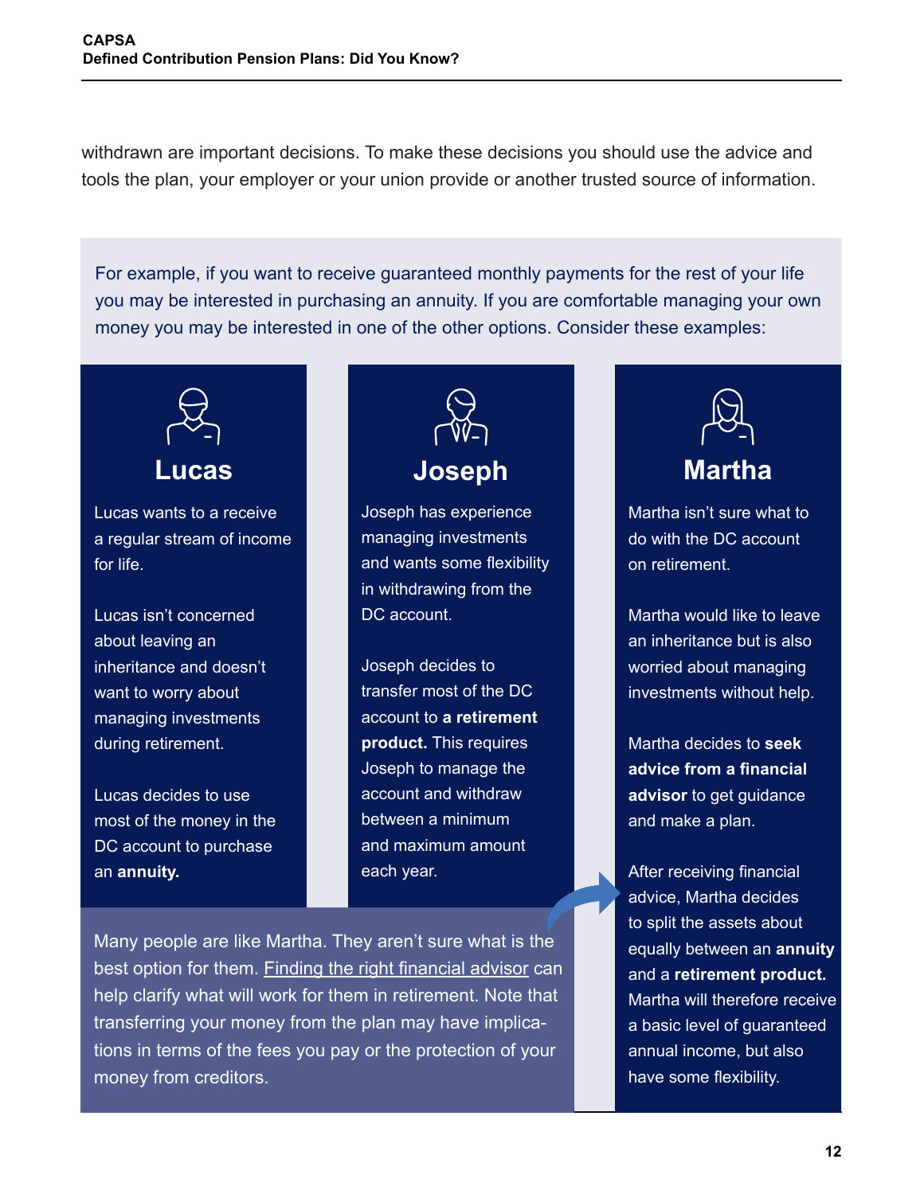withdrawn are important decisions. To make these decisions you should use the advice and tools the plan, your employer or your union provide or another trusted source of information.

For example, if you want to receive guaranteed monthly payments for the rest of your life you may be interested in purchasing an annuity. If you are comfortable managing your own money you may be interested in one of the other options. Consider these examples:

### Lucas

Lucas wants to a receive a regular stream of income for life.

Lucas isn't concerned about leaving an inheritance and doesn't want to worry about managing investments during retirement.

Lucas decides to use most of the money in the DC account to purchase an **annuity.**

### Joseph

Joseph has experience managing investments and wants some flexibility in withdrawing from the DC account.

Joseph decides to transfer most of the DC account to **a retirement product.** This requires Joseph to manage the account and withdraw between a minimum and maximum amount each year.

### Martha

Martha isn't sure what to do with the DC account on retirement.

Martha would like to leave an inheritance but is also worried about managing investments without help.

Martha decides to **seek advice from a financial advisor** to get guidance and make a plan.

After receiving financial advice, Martha decides to split the assets about equally between an **annuity** and a **retirement product.** Martha will therefore receive a basic level of guaranteed annual income, but also have some flexibility.

Many people are like Martha. They aren't sure what is the best option for them. Finding the right financial advisor can help clarify what will work for them in retirement. Note that transferring your money from the plan may have implications in terms of the fees you pay or the protection of your money from creditors.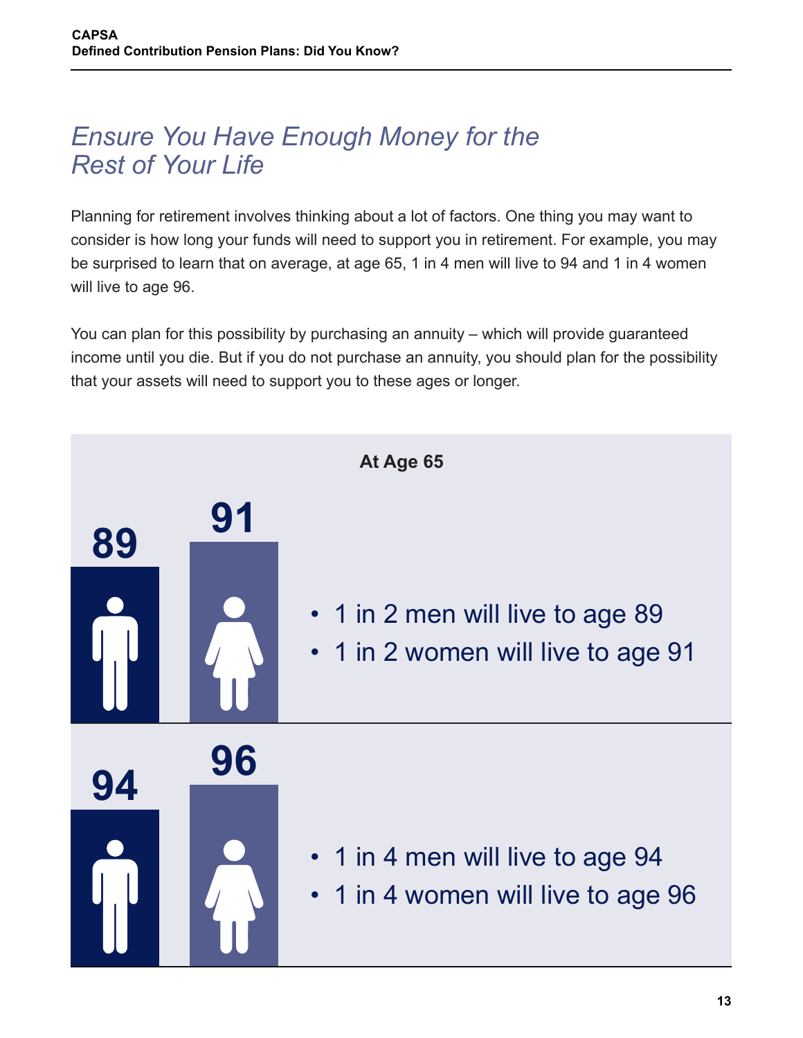## *Ensure You Have Enough Money for the Rest of Your Life*

Planning for retirement involves thinking about a lot of factors. One thing you may want to consider is how long your funds will need to support you in retirement. For example, you may be surprised to learn that on average, at age 65, 1 in 4 men will live to 94 and 1 in 4 women will live to age 96.

You can plan for this possibility by purchasing an annuity – which will provide guaranteed income until you die. But if you do not purchase an annuity, you should plan for the possibility that your assets will need to support you to these ages or longer.

**At Age 65**

**89** **91**

- 1 in 2 men will live to age 89
- 1 in 2 women will live to age 91

**94** **96**

- 1 in 4 men will live to age 94
- 1 in 4 women will live to age 96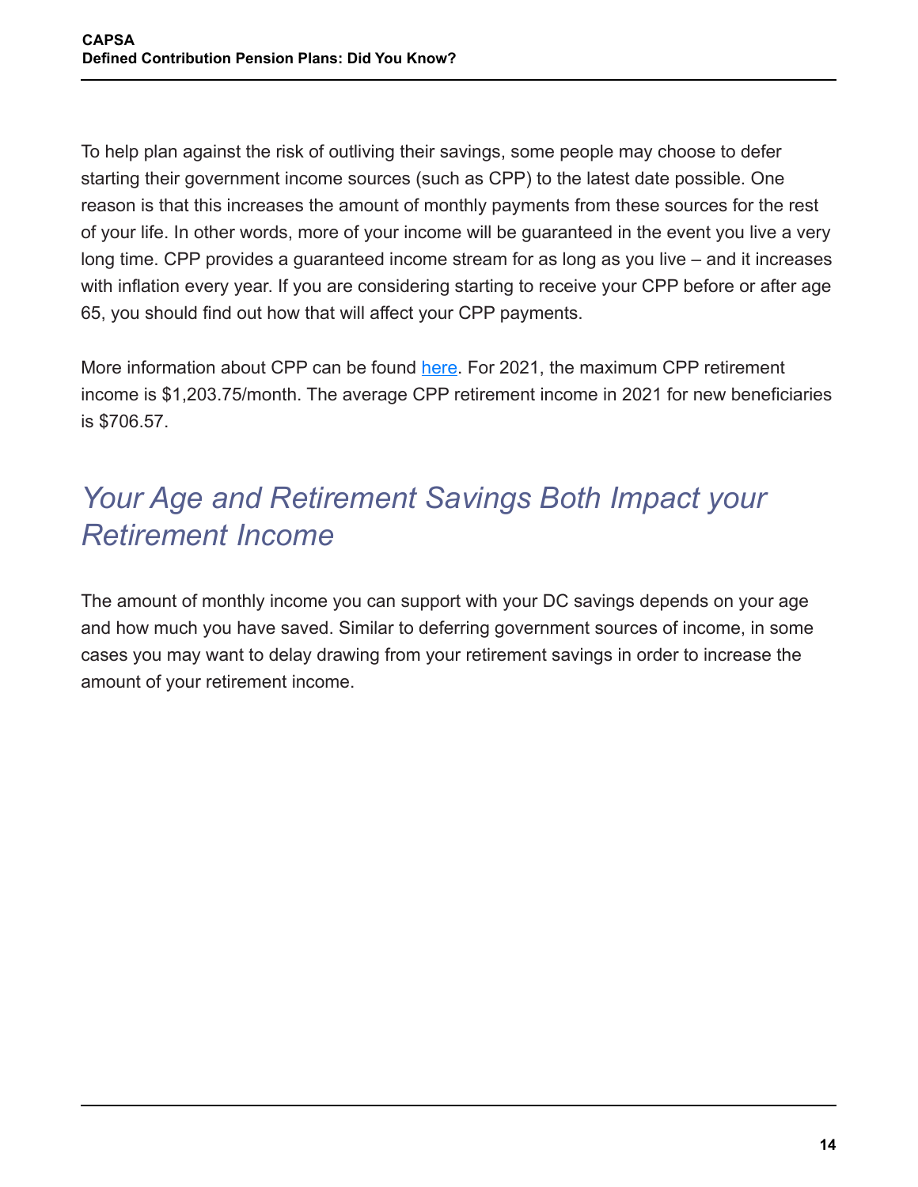To help plan against the risk of outliving their savings, some people may choose to defer starting their government income sources (such as CPP) to the latest date possible. One reason is that this increases the amount of monthly payments from these sources for the rest of your life. In other words, more of your income will be guaranteed in the event you live a very long time. CPP provides a guaranteed income stream for as long as you live – and it increases with inflation every year. If you are considering starting to receive your CPP before or after age 65, you should find out how that will affect your CPP payments.

More information about CPP can be found here. For 2021, the maximum CPP retirement income is $1,203.75/month. The average CPP retirement income in 2021 for new beneficiaries is $706.57.

## *Your Age and Retirement Savings Both Impact your Retirement Income*

The amount of monthly income you can support with your DC savings depends on your age and how much you have saved. Similar to deferring government sources of income, in some cases you may want to delay drawing from your retirement savings in order to increase the amount of your retirement income.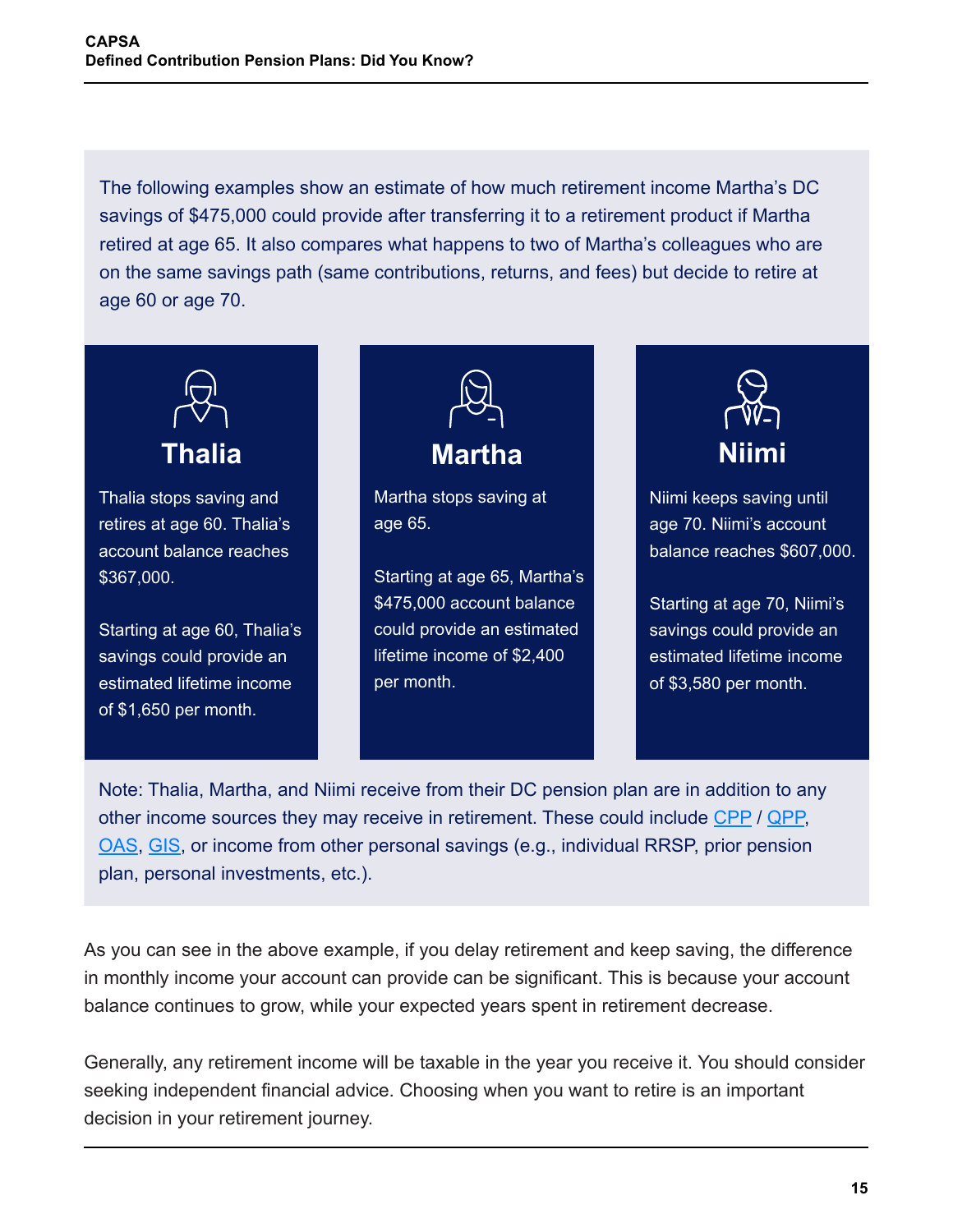The following examples show an estimate of how much retirement income Martha's DC savings of $475,000 could provide after transferring it to a retirement product if Martha retired at age 65. It also compares what happens to two of Martha's colleagues who are on the same savings path (same contributions, returns, and fees) but decide to retire at age 60 or age 70.

### Thalia

Thalia stops saving and retires at age 60. Thalia's account balance reaches $367,000.

Starting at age 60, Thalia's savings could provide an estimated lifetime income of $1,650 per month.

### Martha

Martha stops saving at age 65.

Starting at age 65, Martha's $475,000 account balance could provide an estimated lifetime income of $2,400 per month.

### Niimi

Niimi keeps saving until age 70. Niimi's account balance reaches $607,000.

Starting at age 70, Niimi's savings could provide an estimated lifetime income of $3,580 per month.

Note: Thalia, Martha, and Niimi receive from their DC pension plan are in addition to any other income sources they may receive in retirement. These could include CPP / QPP, OAS, GIS, or income from other personal savings (e.g., individual RRSP, prior pension plan, personal investments, etc.).

As you can see in the above example, if you delay retirement and keep saving, the difference in monthly income your account can provide can be significant. This is because your account balance continues to grow, while your expected years spent in retirement decrease.

Generally, any retirement income will be taxable in the year you receive it. You should consider seeking independent financial advice. Choosing when you want to retire is an important decision in your retirement journey.